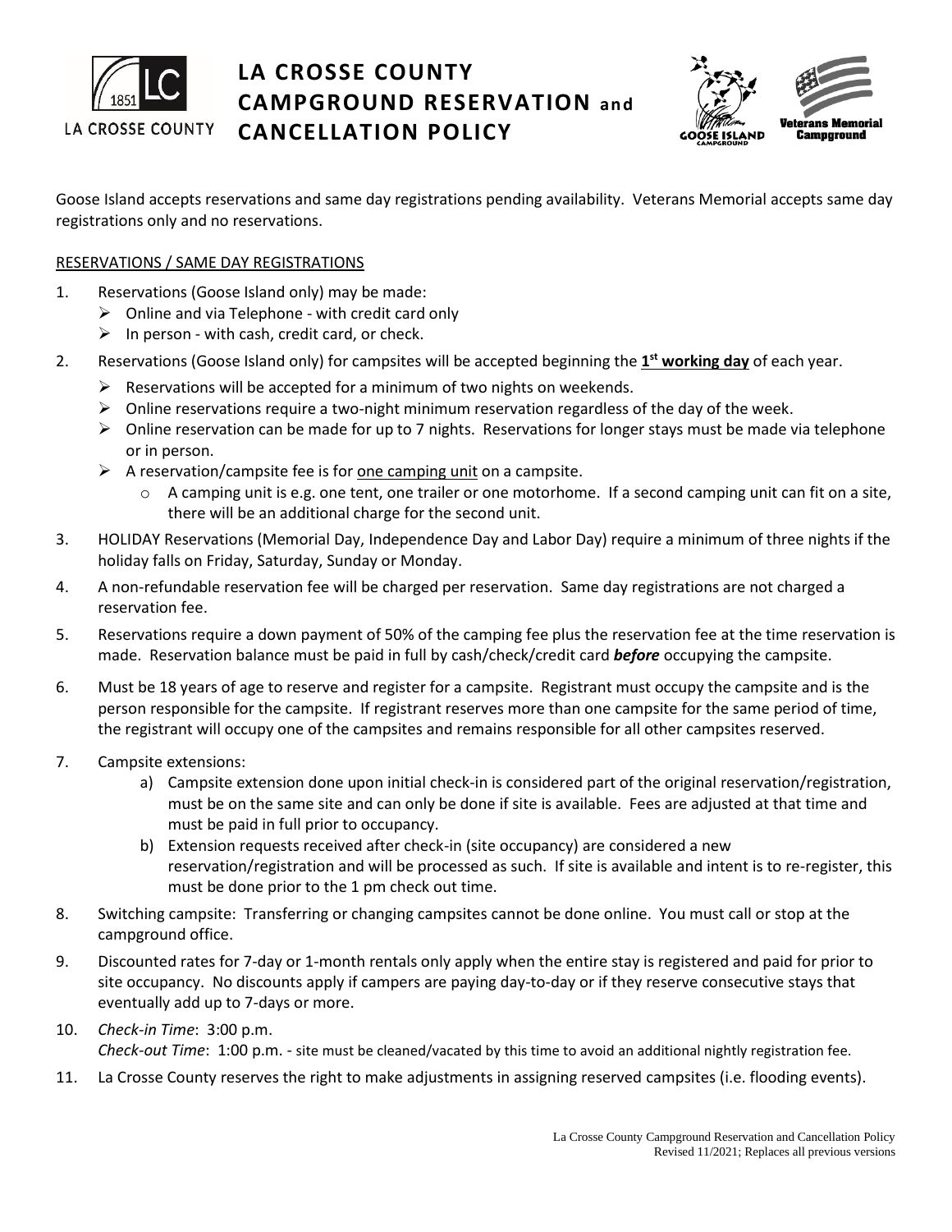# LA CROSSE COUNTY CAMPGROUND RESERVATION and CANCELLATION POLICY

Goose Island accepts reservations and same day registrations pending availability. Veterans Memorial accepts same day registrations only and no reservations.

## RESERVATIONS / SAME DAY REGISTRATIONS

1. Reservations (Goose Island only) may be made:
   - Online and via Telephone - with credit card only
   - In person - with cash, credit card, or check.
2. Reservations (Goose Island only) for campsites will be accepted beginning the **1st working day** of each year.
   - Reservations will be accepted for a minimum of two nights on weekends.
   - Online reservations require a two-night minimum reservation regardless of the day of the week.
   - Online reservation can be made for up to 7 nights. Reservations for longer stays must be made via telephone or in person.
   - A reservation/campsite fee is for one camping unit on a campsite.
     - A camping unit is e.g. one tent, one trailer or one motorhome. If a second camping unit can fit on a site, there will be an additional charge for the second unit.
3. HOLIDAY Reservations (Memorial Day, Independence Day and Labor Day) require a minimum of three nights if the holiday falls on Friday, Saturday, Sunday or Monday.
4. A non-refundable reservation fee will be charged per reservation. Same day registrations are not charged a reservation fee.
5. Reservations require a down payment of 50% of the camping fee plus the reservation fee at the time reservation is made. Reservation balance must be paid in full by cash/check/credit card ***before*** occupying the campsite.
6. Must be 18 years of age to reserve and register for a campsite. Registrant must occupy the campsite and is the person responsible for the campsite. If registrant reserves more than one campsite for the same period of time, the registrant will occupy one of the campsites and remains responsible for all other campsites reserved.
7. Campsite extensions:
   a) Campsite extension done upon initial check-in is considered part of the original reservation/registration, must be on the same site and can only be done if site is available. Fees are adjusted at that time and must be paid in full prior to occupancy.
   b) Extension requests received after check-in (site occupancy) are considered a new reservation/registration and will be processed as such. If site is available and intent is to re-register, this must be done prior to the 1 pm check out time.
8. Switching campsite: Transferring or changing campsites cannot be done online. You must call or stop at the campground office.
9. Discounted rates for 7-day or 1-month rentals only apply when the entire stay is registered and paid for prior to site occupancy. No discounts apply if campers are paying day-to-day or if they reserve consecutive stays that eventually add up to 7-days or more.
10. *Check-in Time*: 3:00 p.m.
    *Check-out Time*: 1:00 p.m. - site must be cleaned/vacated by this time to avoid an additional nightly registration fee.
11. La Crosse County reserves the right to make adjustments in assigning reserved campsites (i.e. flooding events).

La Crosse County Campground Reservation and Cancellation Policy
Revised 11/2021; Replaces all previous versions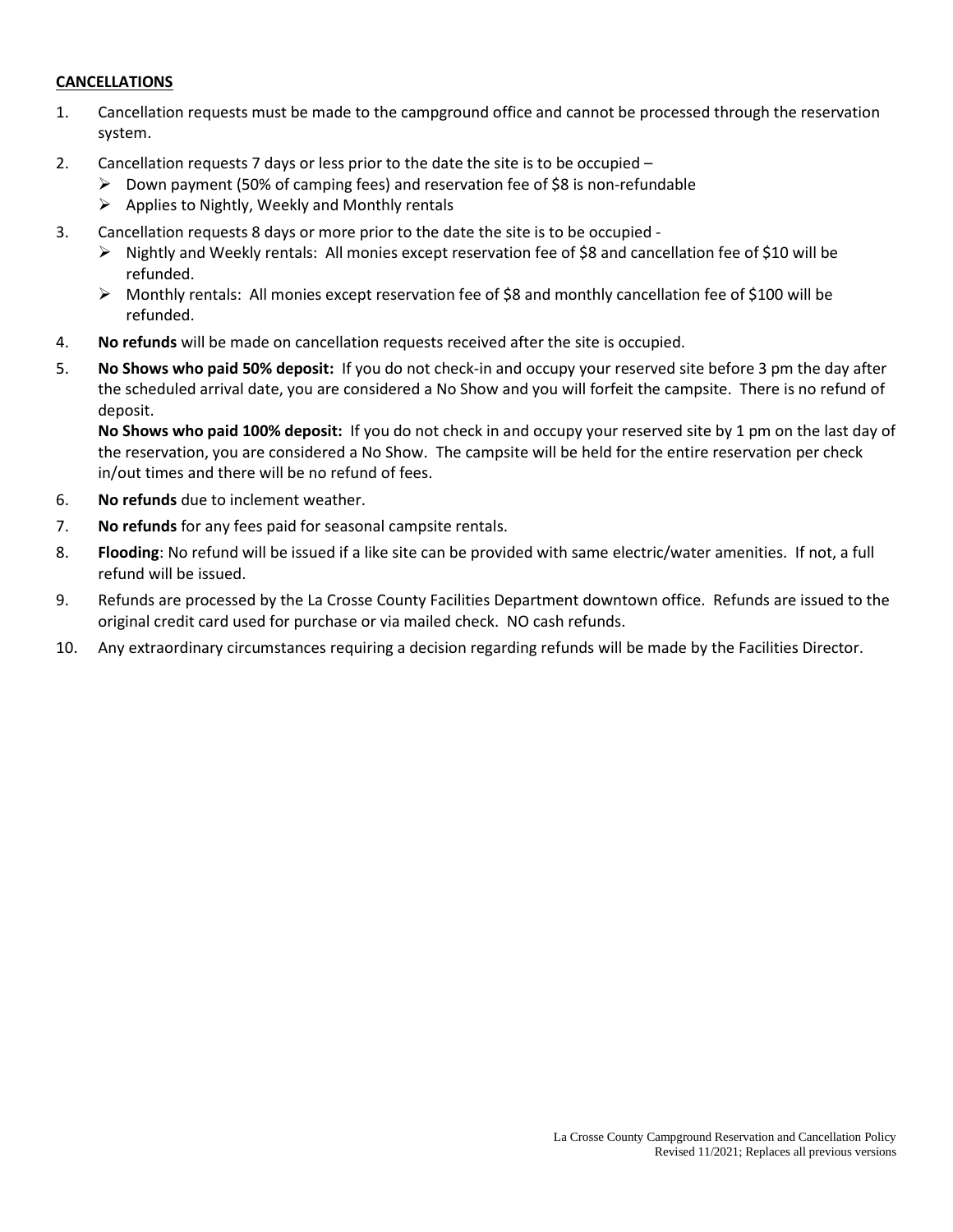**CANCELLATIONS**

1. Cancellation requests must be made to the campground office and cannot be processed through the reservation system.
2. Cancellation requests 7 days or less prior to the date the site is to be occupied –
   - Down payment (50% of camping fees) and reservation fee of $8 is non-refundable
   - Applies to Nightly, Weekly and Monthly rentals
3. Cancellation requests 8 days or more prior to the date the site is to be occupied -
   - Nightly and Weekly rentals: All monies except reservation fee of $8 and cancellation fee of $10 will be refunded.
   - Monthly rentals: All monies except reservation fee of $8 and monthly cancellation fee of $100 will be refunded.
4. **No refunds** will be made on cancellation requests received after the site is occupied.
5. **No Shows who paid 50% deposit:** If you do not check-in and occupy your reserved site before 3 pm the day after the scheduled arrival date, you are considered a No Show and you will forfeit the campsite. There is no refund of deposit.

   **No Shows who paid 100% deposit:** If you do not check in and occupy your reserved site by 1 pm on the last day of the reservation, you are considered a No Show. The campsite will be held for the entire reservation per check in/out times and there will be no refund of fees.
6. **No refunds** due to inclement weather.
7. **No refunds** for any fees paid for seasonal campsite rentals.
8. **Flooding**: No refund will be issued if a like site can be provided with same electric/water amenities. If not, a full refund will be issued.
9. Refunds are processed by the La Crosse County Facilities Department downtown office. Refunds are issued to the original credit card used for purchase or via mailed check. NO cash refunds.
10. Any extraordinary circumstances requiring a decision regarding refunds will be made by the Facilities Director.

La Crosse County Campground Reservation and Cancellation Policy
Revised 11/2021; Replaces all previous versions